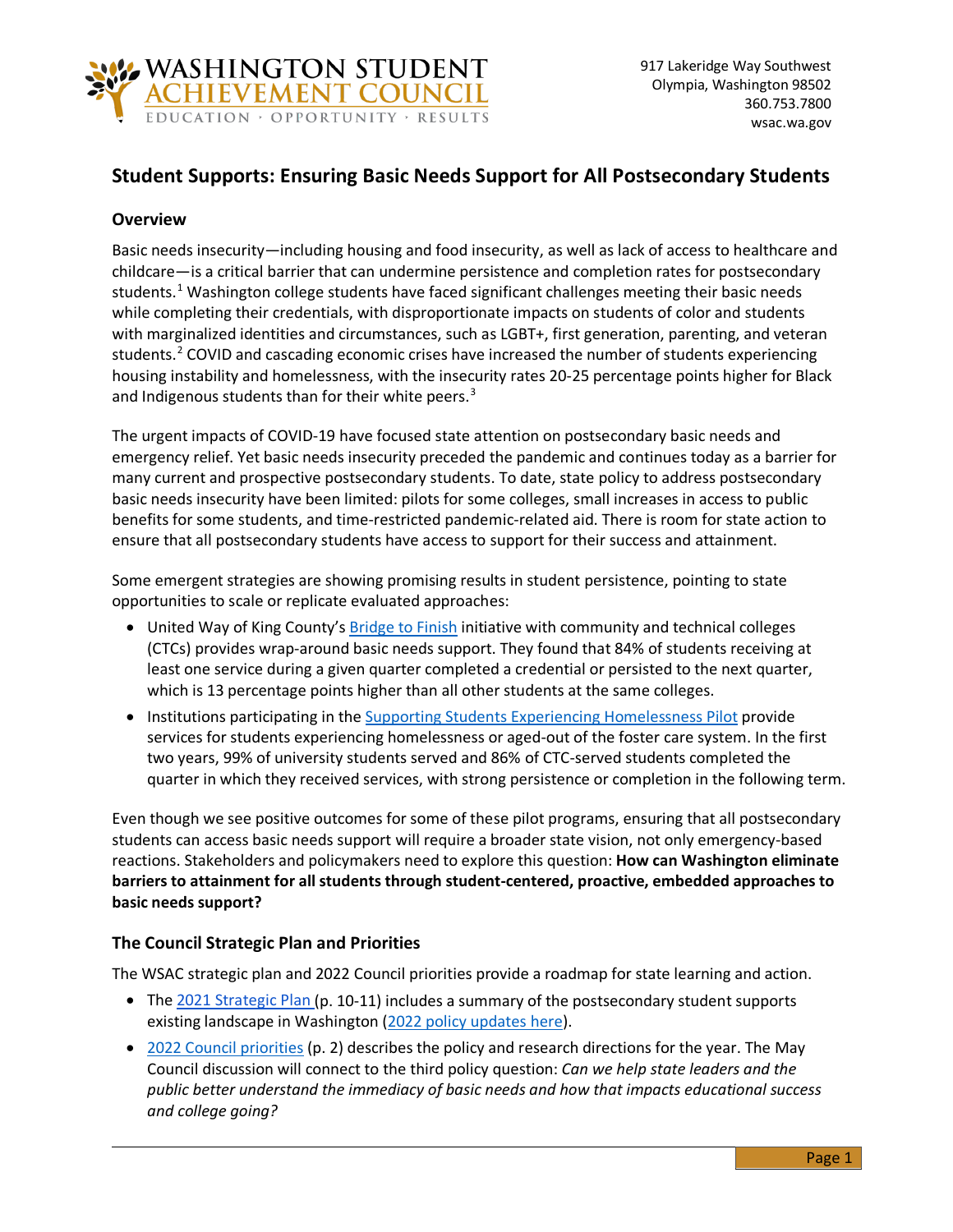WASHINGTON STUDENT ACHIEVEMENT COUNCIL
EDUCATION · OPPORTUNITY · RESULTS

917 Lakeridge Way Southwest
Olympia, Washington 98502
360.753.7800
wsac.wa.gov

# Student Supports: Ensuring Basic Needs Support for All Postsecondary Students

## Overview

Basic needs insecurity—including housing and food insecurity, as well as lack of access to healthcare and childcare—is a critical barrier that can undermine persistence and completion rates for postsecondary students.[1] Washington college students have faced significant challenges meeting their basic needs while completing their credentials, with disproportionate impacts on students of color and students with marginalized identities and circumstances, such as LGBT+, first generation, parenting, and veteran students.[2] COVID and cascading economic crises have increased the number of students experiencing housing instability and homelessness, with the insecurity rates 20-25 percentage points higher for Black and Indigenous students than for their white peers.[3]

The urgent impacts of COVID-19 have focused state attention on postsecondary basic needs and emergency relief. Yet basic needs insecurity preceded the pandemic and continues today as a barrier for many current and prospective postsecondary students. To date, state policy to address postsecondary basic needs insecurity have been limited: pilots for some colleges, small increases in access to public benefits for some students, and time-restricted pandemic-related aid. There is room for state action to ensure that all postsecondary students have access to support for their success and attainment.

Some emergent strategies are showing promising results in student persistence, pointing to state opportunities to scale or replicate evaluated approaches:

- United Way of King County's Bridge to Finish initiative with community and technical colleges (CTCs) provides wrap-around basic needs support. They found that 84% of students receiving at least one service during a given quarter completed a credential or persisted to the next quarter, which is 13 percentage points higher than all other students at the same colleges.
- Institutions participating in the Supporting Students Experiencing Homelessness Pilot provide services for students experiencing homelessness or aged-out of the foster care system. In the first two years, 99% of university students served and 86% of CTC-served students completed the quarter in which they received services, with strong persistence or completion in the following term.

Even though we see positive outcomes for some of these pilot programs, ensuring that all postsecondary students can access basic needs support will require a broader state vision, not only emergency-based reactions. Stakeholders and policymakers need to explore this question: **How can Washington eliminate barriers to attainment for all students through student-centered, proactive, embedded approaches to basic needs support?**

## The Council Strategic Plan and Priorities

The WSAC strategic plan and 2022 Council priorities provide a roadmap for state learning and action.

- The 2021 Strategic Plan (p. 10-11) includes a summary of the postsecondary student supports existing landscape in Washington (2022 policy updates here).
- 2022 Council priorities (p. 2) describes the policy and research directions for the year. The May Council discussion will connect to the third policy question: *Can we help state leaders and the public better understand the immediacy of basic needs and how that impacts educational success and college going?*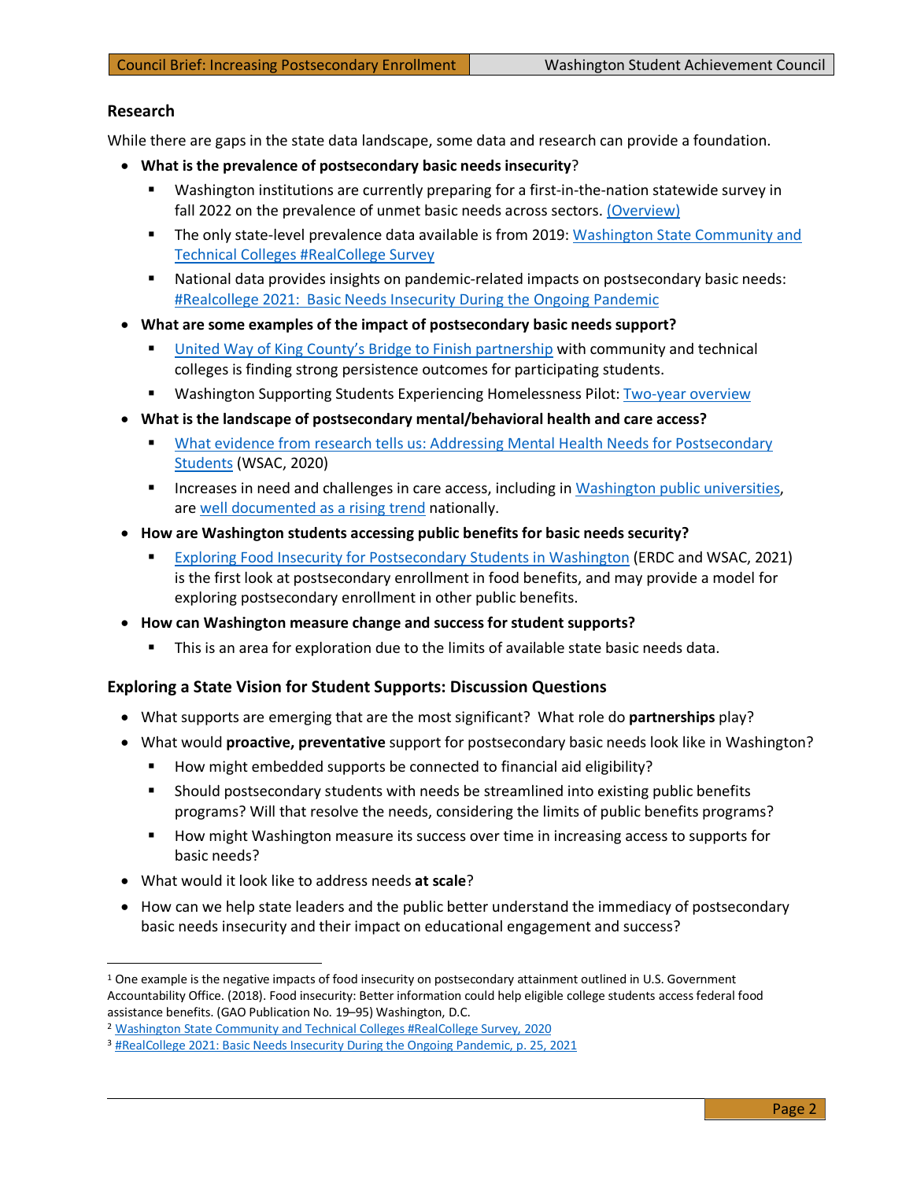## Research

While there are gaps in the state data landscape, some data and research can provide a foundation.

- **What is the prevalence of postsecondary basic needs insecurity**?
  - Washington institutions are currently preparing for a first-in-the-nation statewide survey in fall 2022 on the prevalence of unmet basic needs across sectors. (Overview)
  - The only state-level prevalence data available is from 2019: Washington State Community and Technical Colleges #RealCollege Survey
  - National data provides insights on pandemic-related impacts on postsecondary basic needs: #Realcollege 2021: Basic Needs Insecurity During the Ongoing Pandemic
- **What are some examples of the impact of postsecondary basic needs support?**
  - United Way of King County's Bridge to Finish partnership with community and technical colleges is finding strong persistence outcomes for participating students.
  - Washington Supporting Students Experiencing Homelessness Pilot: Two-year overview
- **What is the landscape of postsecondary mental/behavioral health and care access?**
  - What evidence from research tells us: Addressing Mental Health Needs for Postsecondary Students (WSAC, 2020)
  - Increases in need and challenges in care access, including in Washington public universities, are well documented as a rising trend nationally.
- **How are Washington students accessing public benefits for basic needs security?**
  - Exploring Food Insecurity for Postsecondary Students in Washington (ERDC and WSAC, 2021) is the first look at postsecondary enrollment in food benefits, and may provide a model for exploring postsecondary enrollment in other public benefits.
- **How can Washington measure change and success for student supports?**
  - This is an area for exploration due to the limits of available state basic needs data.

## Exploring a State Vision for Student Supports: Discussion Questions

- What supports are emerging that are the most significant? What role do **partnerships** play?
- What would **proactive, preventative** support for postsecondary basic needs look like in Washington?
  - How might embedded supports be connected to financial aid eligibility?
  - Should postsecondary students with needs be streamlined into existing public benefits programs? Will that resolve the needs, considering the limits of public benefits programs?
  - How might Washington measure its success over time in increasing access to supports for basic needs?
- What would it look like to address needs **at scale**?
- How can we help state leaders and the public better understand the immediacy of postsecondary basic needs insecurity and their impact on educational engagement and success?

---

[1] One example is the negative impacts of food insecurity on postsecondary attainment outlined in U.S. Government Accountability Office. (2018). Food insecurity: Better information could help eligible college students access federal food assistance benefits. (GAO Publication No. 19–95) Washington, D.C.

[2] Washington State Community and Technical Colleges #RealCollege Survey, 2020

[3] #RealCollege 2021: Basic Needs Insecurity During the Ongoing Pandemic, p. 25, 2021